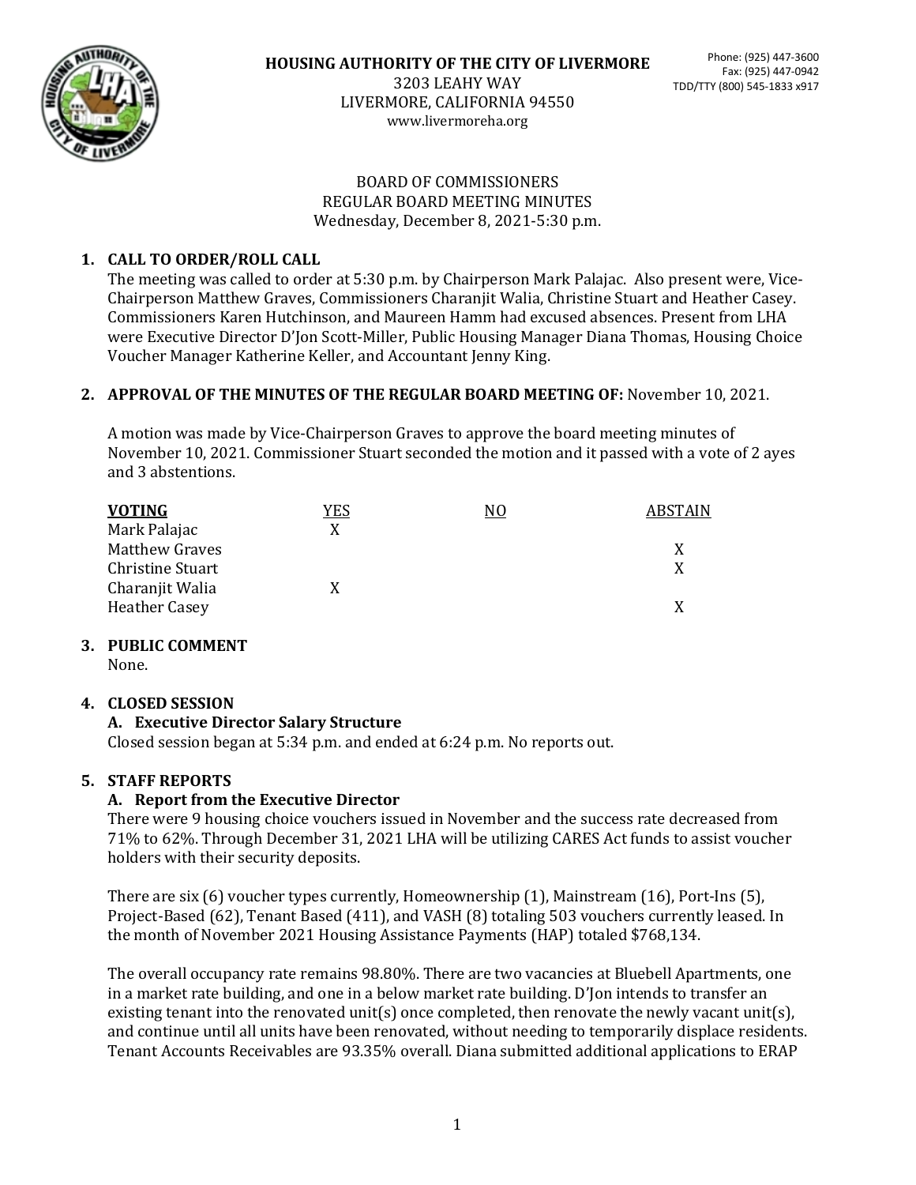**HOUSING AUTHORITY OF THE CITY OF LIVERMORE**
3203 LEAHY WAY
LIVERMORE, CALIFORNIA 94550
www.livermoreha.org

Phone: (925) 447-3600
Fax: (925) 447-0942
TDD/TTY (800) 545-1833 x917

BOARD OF COMMISSIONERS
REGULAR BOARD MEETING MINUTES
Wednesday, December 8, 2021-5:30 p.m.

## 1. CALL TO ORDER/ROLL CALL

The meeting was called to order at 5:30 p.m. by Chairperson Mark Palajac. Also present were, Vice-Chairperson Matthew Graves, Commissioners Charanjit Walia, Christine Stuart and Heather Casey. Commissioners Karen Hutchinson, and Maureen Hamm had excused absences. Present from LHA were Executive Director D'Jon Scott-Miller, Public Housing Manager Diana Thomas, Housing Choice Voucher Manager Katherine Keller, and Accountant Jenny King.

## 2. APPROVAL OF THE MINUTES OF THE REGULAR BOARD MEETING OF: November 10, 2021.

A motion was made by Vice-Chairperson Graves to approve the board meeting minutes of November 10, 2021. Commissioner Stuart seconded the motion and it passed with a vote of 2 ayes and 3 abstentions.

| **VOTING** | YES | NO | ABSTAIN |
|---|---|---|---|
| Mark Palajac | X | | |
| Matthew Graves | | | X |
| Christine Stuart | | | X |
| Charanjit Walia | X | | |
| Heather Casey | | | X |

## 3. PUBLIC COMMENT

None.

## 4. CLOSED SESSION

### A. Executive Director Salary Structure

Closed session began at 5:34 p.m. and ended at 6:24 p.m. No reports out.

## 5. STAFF REPORTS

### A. Report from the Executive Director

There were 9 housing choice vouchers issued in November and the success rate decreased from 71% to 62%. Through December 31, 2021 LHA will be utilizing CARES Act funds to assist voucher holders with their security deposits.

There are six (6) voucher types currently, Homeownership (1), Mainstream (16), Port-Ins (5), Project-Based (62), Tenant Based (411), and VASH (8) totaling 503 vouchers currently leased. In the month of November 2021 Housing Assistance Payments (HAP) totaled $768,134.

The overall occupancy rate remains 98.80%. There are two vacancies at Bluebell Apartments, one in a market rate building, and one in a below market rate building. D'Jon intends to transfer an existing tenant into the renovated unit(s) once completed, then renovate the newly vacant unit(s), and continue until all units have been renovated, without needing to temporarily displace residents. Tenant Accounts Receivables are 93.35% overall. Diana submitted additional applications to ERAP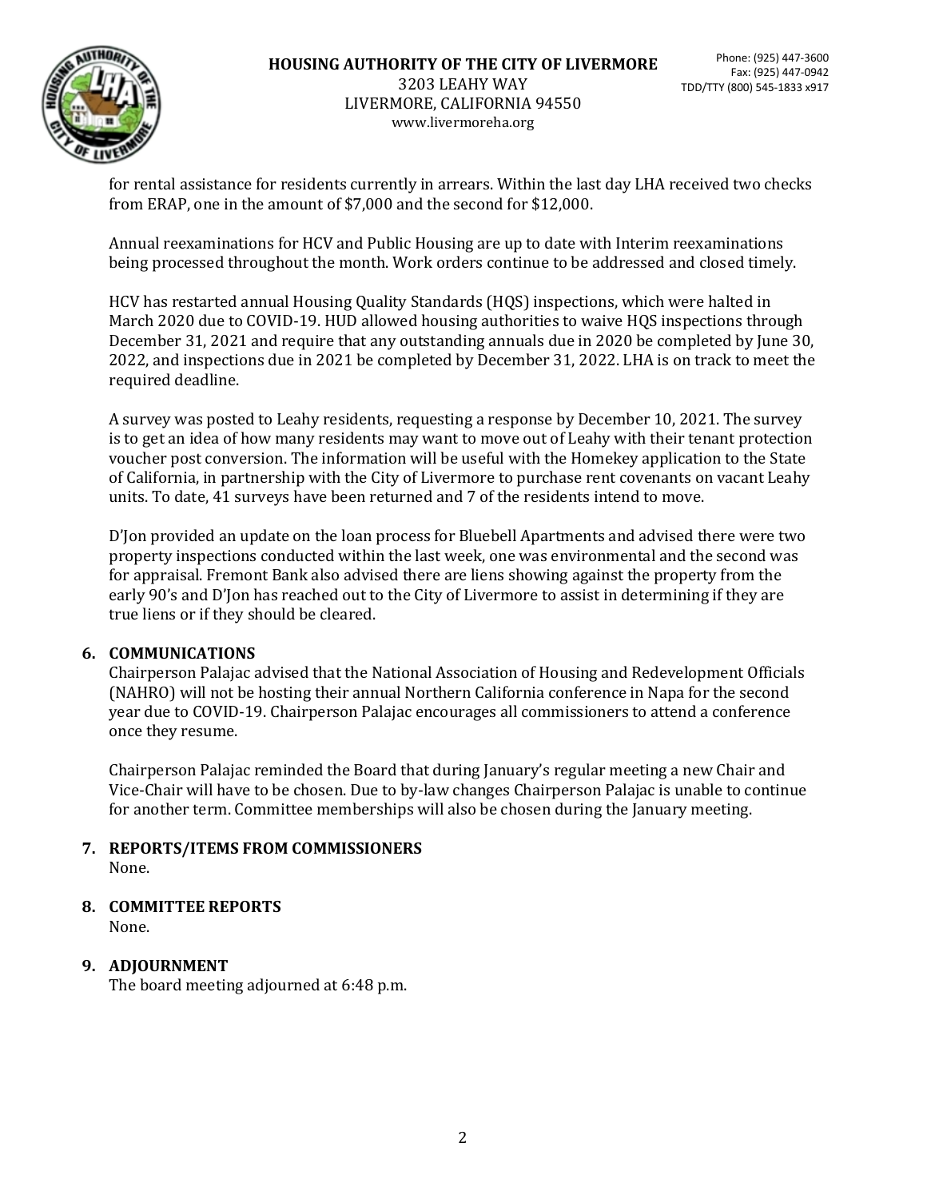for rental assistance for residents currently in arrears. Within the last day LHA received two checks from ERAP, one in the amount of $7,000 and the second for $12,000.

Annual reexaminations for HCV and Public Housing are up to date with Interim reexaminations being processed throughout the month. Work orders continue to be addressed and closed timely.

HCV has restarted annual Housing Quality Standards (HQS) inspections, which were halted in March 2020 due to COVID-19. HUD allowed housing authorities to waive HQS inspections through December 31, 2021 and require that any outstanding annuals due in 2020 be completed by June 30, 2022, and inspections due in 2021 be completed by December 31, 2022. LHA is on track to meet the required deadline.

A survey was posted to Leahy residents, requesting a response by December 10, 2021. The survey is to get an idea of how many residents may want to move out of Leahy with their tenant protection voucher post conversion. The information will be useful with the Homekey application to the State of California, in partnership with the City of Livermore to purchase rent covenants on vacant Leahy units. To date, 41 surveys have been returned and 7 of the residents intend to move.

D'Jon provided an update on the loan process for Bluebell Apartments and advised there were two property inspections conducted within the last week, one was environmental and the second was for appraisal. Fremont Bank also advised there are liens showing against the property from the early 90's and D'Jon has reached out to the City of Livermore to assist in determining if they are true liens or if they should be cleared.

**6. COMMUNICATIONS**

Chairperson Palajac advised that the National Association of Housing and Redevelopment Officials (NAHRO) will not be hosting their annual Northern California conference in Napa for the second year due to COVID-19. Chairperson Palajac encourages all commissioners to attend a conference once they resume.

Chairperson Palajac reminded the Board that during January's regular meeting a new Chair and Vice-Chair will have to be chosen. Due to by-law changes Chairperson Palajac is unable to continue for another term. Committee memberships will also be chosen during the January meeting.

**7. REPORTS/ITEMS FROM COMMISSIONERS**

None.

**8. COMMITTEE REPORTS**

None.

**9. ADJOURNMENT**

The board meeting adjourned at 6:48 p.m.